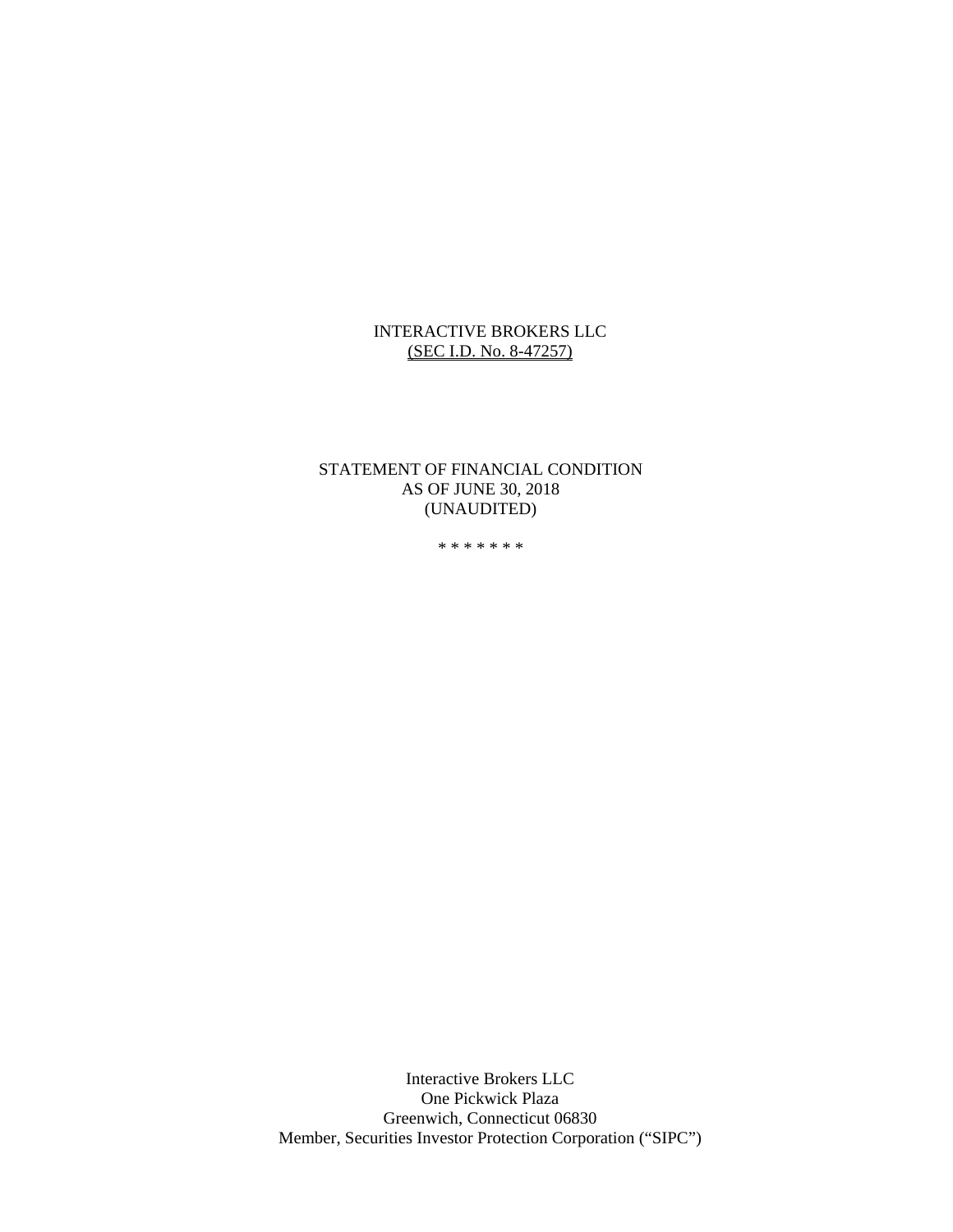INTERACTIVE BROKERS LLC

(SEC I.D. No. 8-47257)

STATEMENT OF FINANCIAL CONDITION

AS OF JUNE 30, 2018

(UNAUDITED)

\* \* \* \* \* \* \*

Interactive Brokers LLC

One Pickwick Plaza

Greenwich, Connecticut 06830

Member, Securities Investor Protection Corporation ("SIPC")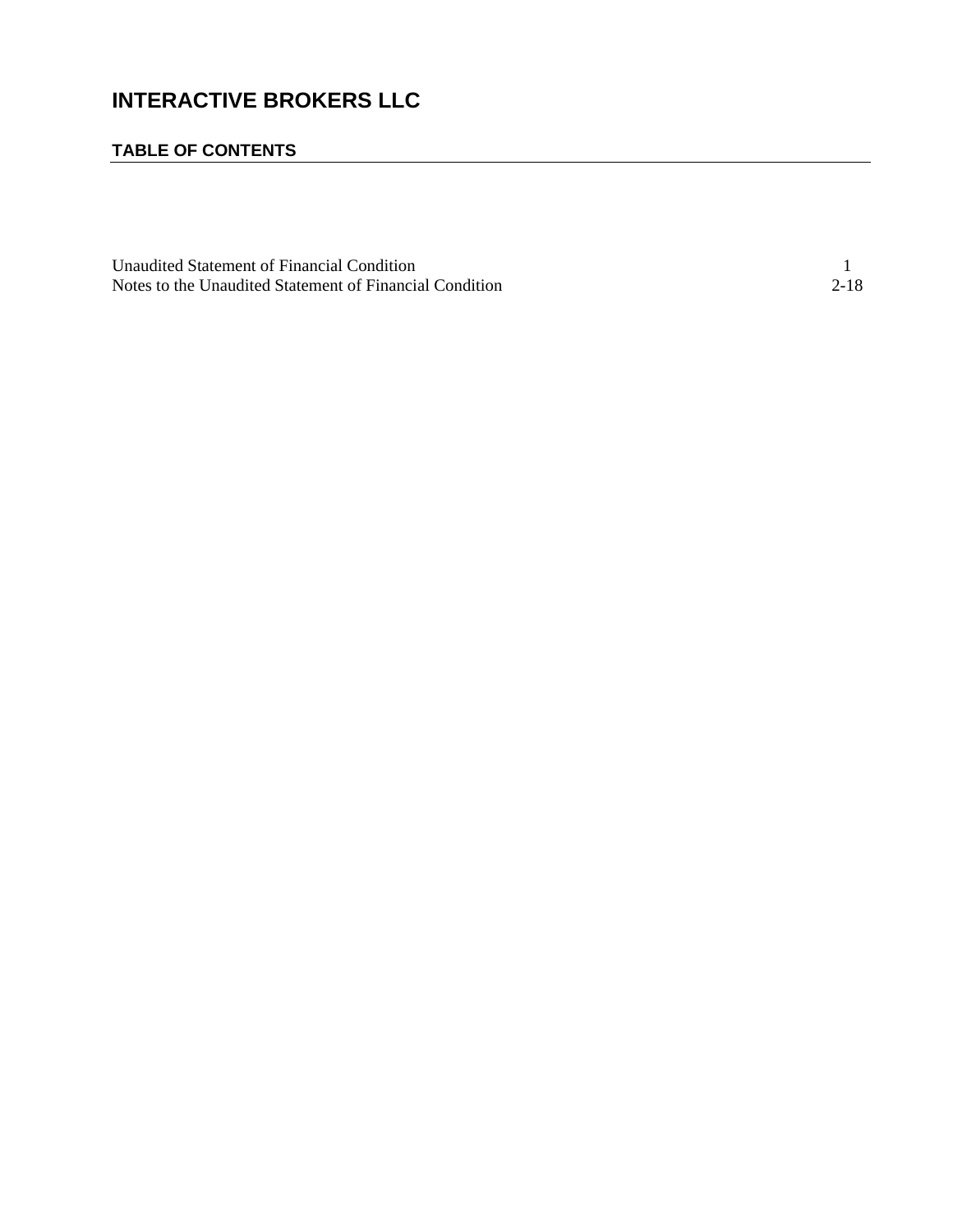# INTERACTIVE BROKERS LLC

## TABLE OF CONTENTS

| | |
|---|---|
| Unaudited Statement of Financial Condition | 1 |
| Notes to the Unaudited Statement of Financial Condition | 2-18 |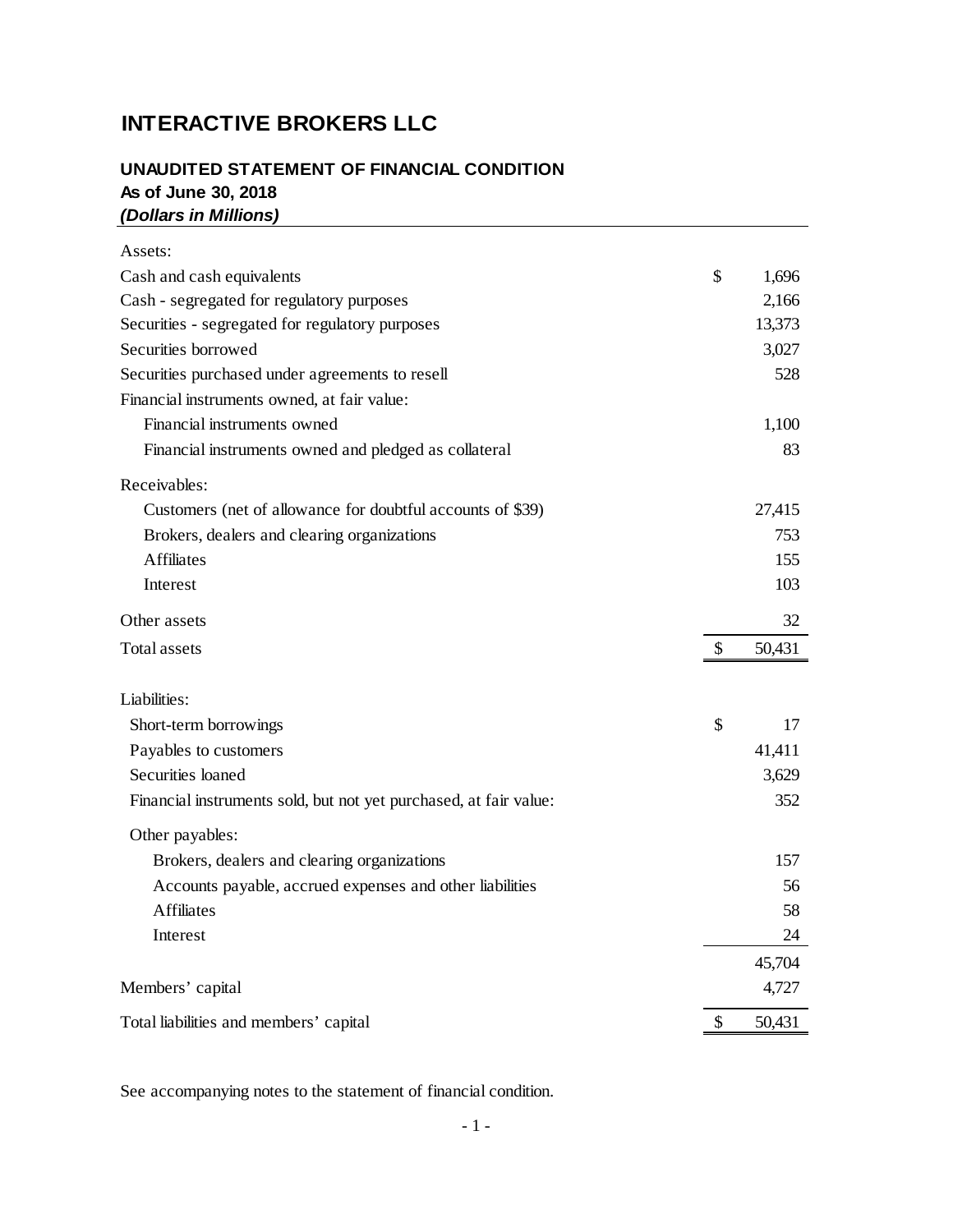# INTERACTIVE BROKERS LLC

## UNAUDITED STATEMENT OF FINANCIAL CONDITION
**As of June 30, 2018**
***(Dollars in Millions)***

| | | |
|---|---|---|
| Assets: | | |
| Cash and cash equivalents | $ | 1,696 |
| Cash - segregated for regulatory purposes | | 2,166 |
| Securities - segregated for regulatory purposes | | 13,373 |
| Securities borrowed | | 3,027 |
| Securities purchased under agreements to resell | | 528 |
| Financial instruments owned, at fair value: | | |
| Financial instruments owned | | 1,100 |
| Financial instruments owned and pledged as collateral | | 83 |
| Receivables: | | |
| Customers (net of allowance for doubtful accounts of $39) | | 27,415 |
| Brokers, dealers and clearing organizations | | 753 |
| Affiliates | | 155 |
| Interest | | 103 |
| Other assets | | 32 |
| Total assets | $ | 50,431 |
| | | |
| Liabilities: | | |
| Short-term borrowings | $ | 17 |
| Payables to customers | | 41,411 |
| Securities loaned | | 3,629 |
| Financial instruments sold, but not yet purchased, at fair value: | | 352 |
| Other payables: | | |
| Brokers, dealers and clearing organizations | | 157 |
| Accounts payable, accrued expenses and other liabilities | | 56 |
| Affiliates | | 58 |
| Interest | | 24 |
| | | 45,704 |
| Members' capital | | 4,727 |
| Total liabilities and members' capital | $ | 50,431 |

See accompanying notes to the statement of financial condition.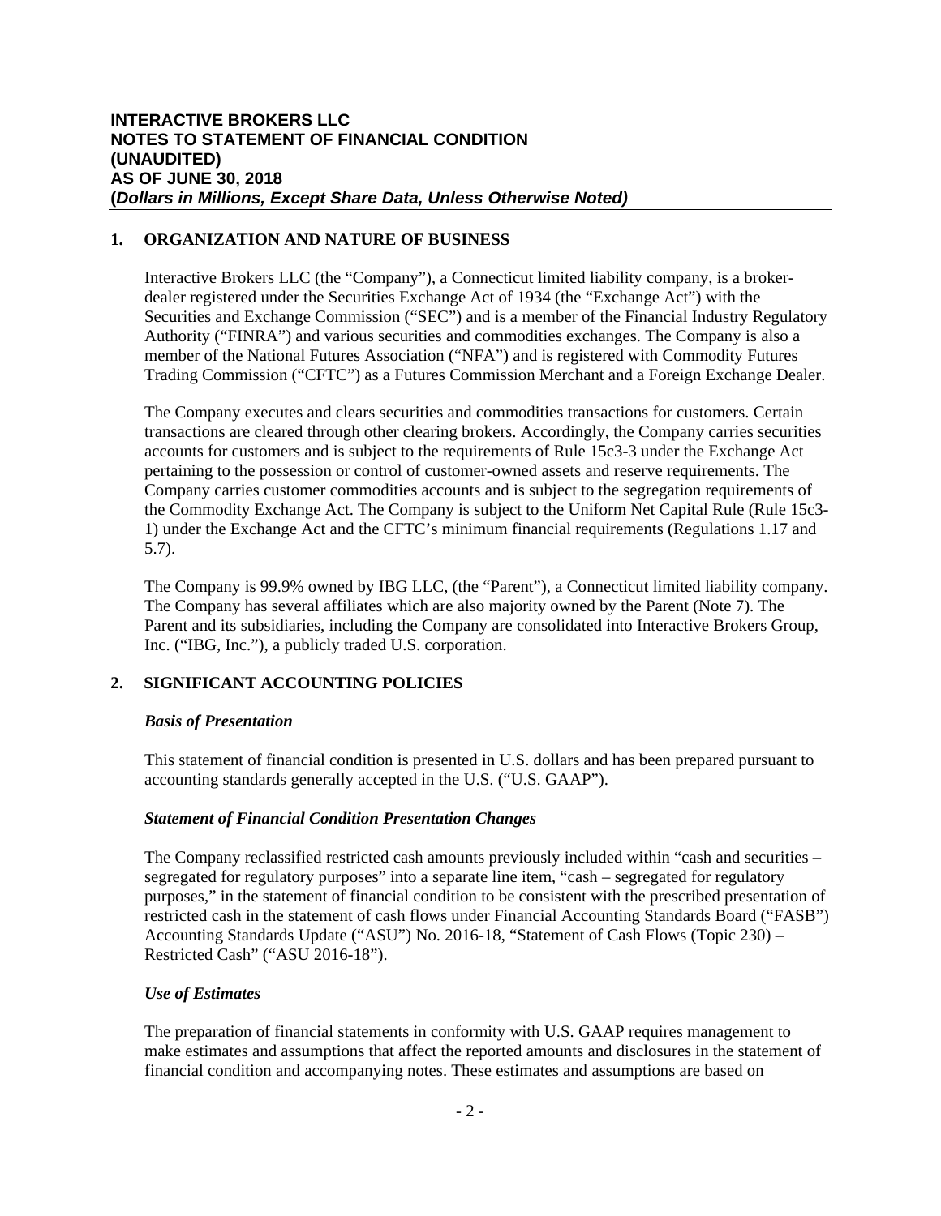# INTERACTIVE BROKERS LLC
# NOTES TO STATEMENT OF FINANCIAL CONDITION
# (UNAUDITED)
# AS OF JUNE 30, 2018
# (*Dollars in Millions, Except Share Data, Unless Otherwise Noted)*

## 1. ORGANIZATION AND NATURE OF BUSINESS

Interactive Brokers LLC (the "Company"), a Connecticut limited liability company, is a broker-dealer registered under the Securities Exchange Act of 1934 (the "Exchange Act") with the Securities and Exchange Commission ("SEC") and is a member of the Financial Industry Regulatory Authority ("FINRA") and various securities and commodities exchanges. The Company is also a member of the National Futures Association ("NFA") and is registered with Commodity Futures Trading Commission ("CFTC") as a Futures Commission Merchant and a Foreign Exchange Dealer.

The Company executes and clears securities and commodities transactions for customers. Certain transactions are cleared through other clearing brokers. Accordingly, the Company carries securities accounts for customers and is subject to the requirements of Rule 15c3-3 under the Exchange Act pertaining to the possession or control of customer-owned assets and reserve requirements. The Company carries customer commodities accounts and is subject to the segregation requirements of the Commodity Exchange Act. The Company is subject to the Uniform Net Capital Rule (Rule 15c3-1) under the Exchange Act and the CFTC's minimum financial requirements (Regulations 1.17 and 5.7).

The Company is 99.9% owned by IBG LLC, (the "Parent"), a Connecticut limited liability company. The Company has several affiliates which are also majority owned by the Parent (Note 7). The Parent and its subsidiaries, including the Company are consolidated into Interactive Brokers Group, Inc. ("IBG, Inc."), a publicly traded U.S. corporation.

## 2. SIGNIFICANT ACCOUNTING POLICIES

### *Basis of Presentation*

This statement of financial condition is presented in U.S. dollars and has been prepared pursuant to accounting standards generally accepted in the U.S. ("U.S. GAAP").

### *Statement of Financial Condition Presentation Changes*

The Company reclassified restricted cash amounts previously included within "cash and securities – segregated for regulatory purposes" into a separate line item, "cash – segregated for regulatory purposes," in the statement of financial condition to be consistent with the prescribed presentation of restricted cash in the statement of cash flows under Financial Accounting Standards Board ("FASB") Accounting Standards Update ("ASU") No. 2016-18, "Statement of Cash Flows (Topic 230) – Restricted Cash" ("ASU 2016-18").

### *Use of Estimates*

The preparation of financial statements in conformity with U.S. GAAP requires management to make estimates and assumptions that affect the reported amounts and disclosures in the statement of financial condition and accompanying notes. These estimates and assumptions are based on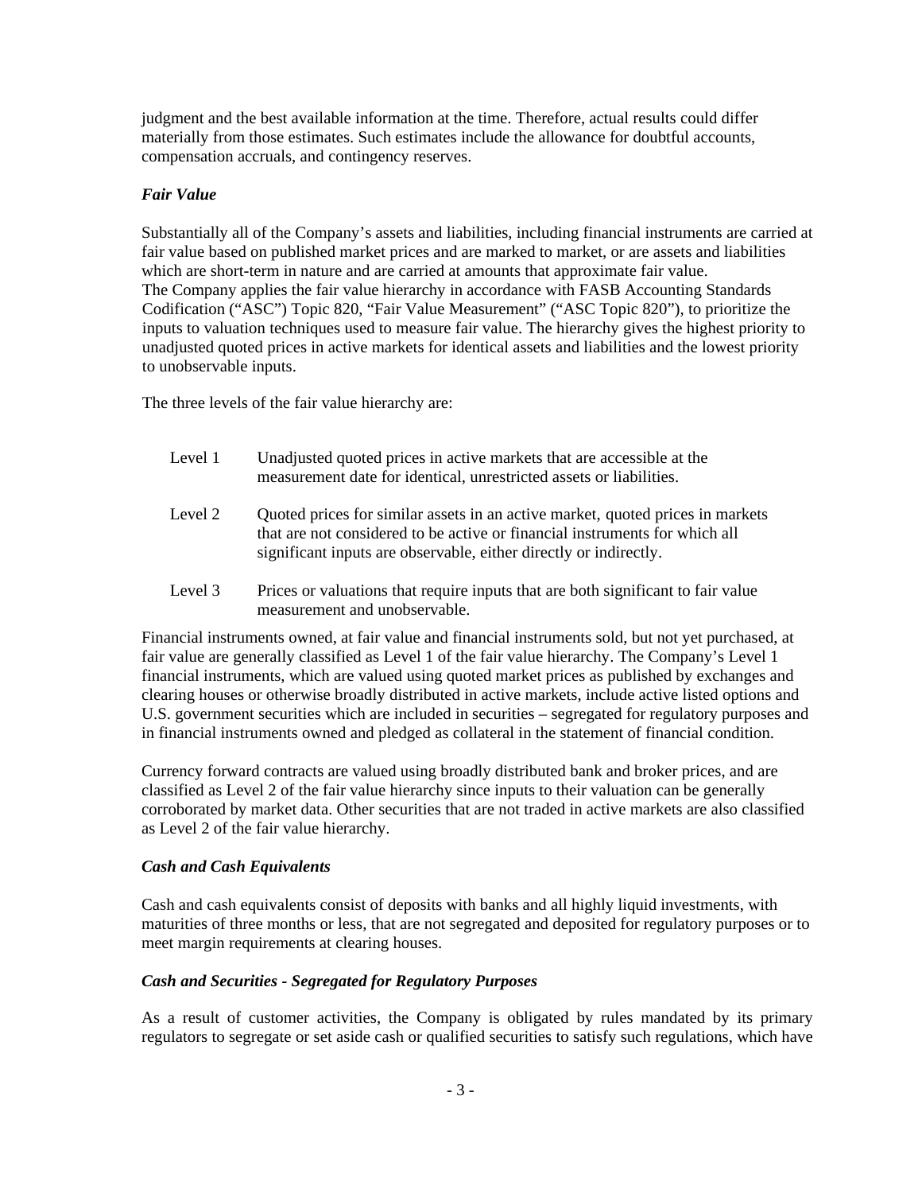judgment and the best available information at the time. Therefore, actual results could differ materially from those estimates. Such estimates include the allowance for doubtful accounts, compensation accruals, and contingency reserves.

### *Fair Value*

Substantially all of the Company's assets and liabilities, including financial instruments are carried at fair value based on published market prices and are marked to market, or are assets and liabilities which are short-term in nature and are carried at amounts that approximate fair value.
The Company applies the fair value hierarchy in accordance with FASB Accounting Standards Codification ("ASC") Topic 820, "Fair Value Measurement" ("ASC Topic 820"), to prioritize the inputs to valuation techniques used to measure fair value. The hierarchy gives the highest priority to unadjusted quoted prices in active markets for identical assets and liabilities and the lowest priority to unobservable inputs.

The three levels of the fair value hierarchy are:

| | |
|---|---|
| Level 1 | Unadjusted quoted prices in active markets that are accessible at the measurement date for identical, unrestricted assets or liabilities. |
| Level 2 | Quoted prices for similar assets in an active market, quoted prices in markets that are not considered to be active or financial instruments for which all significant inputs are observable, either directly or indirectly. |
| Level 3 | Prices or valuations that require inputs that are both significant to fair value measurement and unobservable. |

Financial instruments owned, at fair value and financial instruments sold, but not yet purchased, at fair value are generally classified as Level 1 of the fair value hierarchy. The Company's Level 1 financial instruments, which are valued using quoted market prices as published by exchanges and clearing houses or otherwise broadly distributed in active markets, include active listed options and U.S. government securities which are included in securities – segregated for regulatory purposes and in financial instruments owned and pledged as collateral in the statement of financial condition.

Currency forward contracts are valued using broadly distributed bank and broker prices, and are classified as Level 2 of the fair value hierarchy since inputs to their valuation can be generally corroborated by market data. Other securities that are not traded in active markets are also classified as Level 2 of the fair value hierarchy.

### *Cash and Cash Equivalents*

Cash and cash equivalents consist of deposits with banks and all highly liquid investments, with maturities of three months or less, that are not segregated and deposited for regulatory purposes or to meet margin requirements at clearing houses.

### *Cash and Securities - Segregated for Regulatory Purposes*

As a result of customer activities, the Company is obligated by rules mandated by its primary regulators to segregate or set aside cash or qualified securities to satisfy such regulations, which have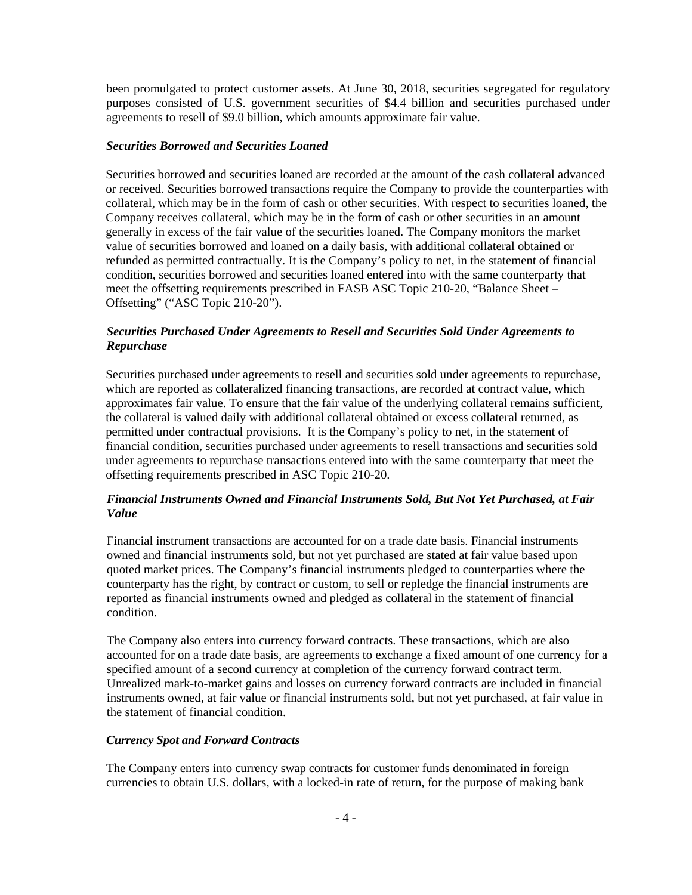been promulgated to protect customer assets. At June 30, 2018, securities segregated for regulatory purposes consisted of U.S. government securities of $4.4 billion and securities purchased under agreements to resell of $9.0 billion, which amounts approximate fair value.

***Securities Borrowed and Securities Loaned***

Securities borrowed and securities loaned are recorded at the amount of the cash collateral advanced or received. Securities borrowed transactions require the Company to provide the counterparties with collateral, which may be in the form of cash or other securities. With respect to securities loaned, the Company receives collateral, which may be in the form of cash or other securities in an amount generally in excess of the fair value of the securities loaned. The Company monitors the market value of securities borrowed and loaned on a daily basis, with additional collateral obtained or refunded as permitted contractually. It is the Company's policy to net, in the statement of financial condition, securities borrowed and securities loaned entered into with the same counterparty that meet the offsetting requirements prescribed in FASB ASC Topic 210-20, "Balance Sheet – Offsetting" ("ASC Topic 210-20").

***Securities Purchased Under Agreements to Resell and Securities Sold Under Agreements to Repurchase***

Securities purchased under agreements to resell and securities sold under agreements to repurchase, which are reported as collateralized financing transactions, are recorded at contract value, which approximates fair value. To ensure that the fair value of the underlying collateral remains sufficient, the collateral is valued daily with additional collateral obtained or excess collateral returned, as permitted under contractual provisions. It is the Company's policy to net, in the statement of financial condition, securities purchased under agreements to resell transactions and securities sold under agreements to repurchase transactions entered into with the same counterparty that meet the offsetting requirements prescribed in ASC Topic 210-20.

***Financial Instruments Owned and Financial Instruments Sold, But Not Yet Purchased, at Fair Value***

Financial instrument transactions are accounted for on a trade date basis. Financial instruments owned and financial instruments sold, but not yet purchased are stated at fair value based upon quoted market prices. The Company's financial instruments pledged to counterparties where the counterparty has the right, by contract or custom, to sell or repledge the financial instruments are reported as financial instruments owned and pledged as collateral in the statement of financial condition.

The Company also enters into currency forward contracts. These transactions, which are also accounted for on a trade date basis, are agreements to exchange a fixed amount of one currency for a specified amount of a second currency at completion of the currency forward contract term. Unrealized mark-to-market gains and losses on currency forward contracts are included in financial instruments owned, at fair value or financial instruments sold, but not yet purchased, at fair value in the statement of financial condition.

***Currency Spot and Forward Contracts***

The Company enters into currency swap contracts for customer funds denominated in foreign currencies to obtain U.S. dollars, with a locked-in rate of return, for the purpose of making bank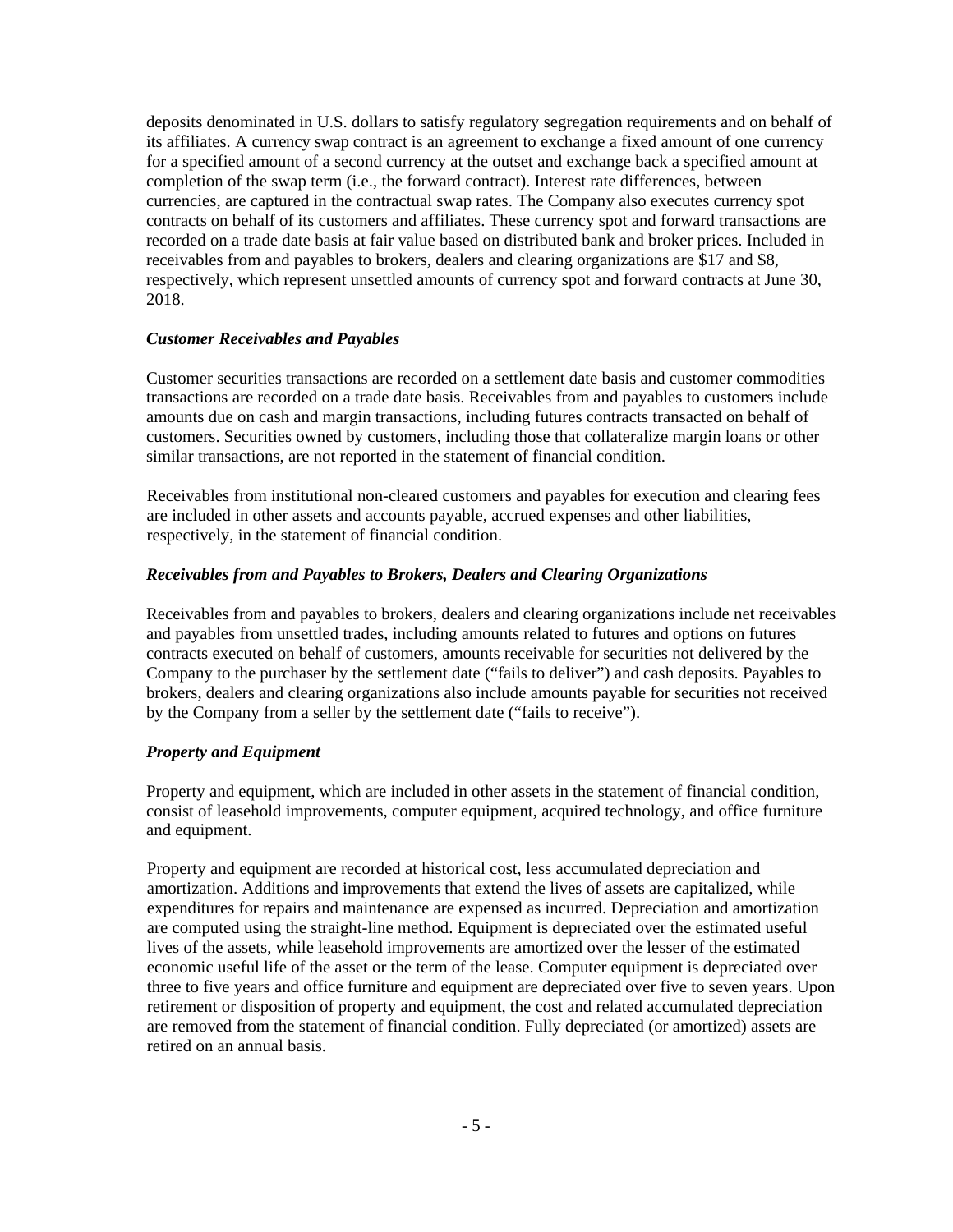deposits denominated in U.S. dollars to satisfy regulatory segregation requirements and on behalf of its affiliates. A currency swap contract is an agreement to exchange a fixed amount of one currency for a specified amount of a second currency at the outset and exchange back a specified amount at completion of the swap term (i.e., the forward contract). Interest rate differences, between currencies, are captured in the contractual swap rates. The Company also executes currency spot contracts on behalf of its customers and affiliates. These currency spot and forward transactions are recorded on a trade date basis at fair value based on distributed bank and broker prices. Included in receivables from and payables to brokers, dealers and clearing organizations are $17 and $8, respectively, which represent unsettled amounts of currency spot and forward contracts at June 30, 2018.

***Customer Receivables and Payables***

Customer securities transactions are recorded on a settlement date basis and customer commodities transactions are recorded on a trade date basis. Receivables from and payables to customers include amounts due on cash and margin transactions, including futures contracts transacted on behalf of customers. Securities owned by customers, including those that collateralize margin loans or other similar transactions, are not reported in the statement of financial condition.

Receivables from institutional non-cleared customers and payables for execution and clearing fees are included in other assets and accounts payable, accrued expenses and other liabilities, respectively, in the statement of financial condition.

***Receivables from and Payables to Brokers, Dealers and Clearing Organizations***

Receivables from and payables to brokers, dealers and clearing organizations include net receivables and payables from unsettled trades, including amounts related to futures and options on futures contracts executed on behalf of customers, amounts receivable for securities not delivered by the Company to the purchaser by the settlement date ("fails to deliver") and cash deposits. Payables to brokers, dealers and clearing organizations also include amounts payable for securities not received by the Company from a seller by the settlement date ("fails to receive").

***Property and Equipment***

Property and equipment, which are included in other assets in the statement of financial condition, consist of leasehold improvements, computer equipment, acquired technology, and office furniture and equipment.

Property and equipment are recorded at historical cost, less accumulated depreciation and amortization. Additions and improvements that extend the lives of assets are capitalized, while expenditures for repairs and maintenance are expensed as incurred. Depreciation and amortization are computed using the straight-line method. Equipment is depreciated over the estimated useful lives of the assets, while leasehold improvements are amortized over the lesser of the estimated economic useful life of the asset or the term of the lease. Computer equipment is depreciated over three to five years and office furniture and equipment are depreciated over five to seven years. Upon retirement or disposition of property and equipment, the cost and related accumulated depreciation are removed from the statement of financial condition. Fully depreciated (or amortized) assets are retired on an annual basis.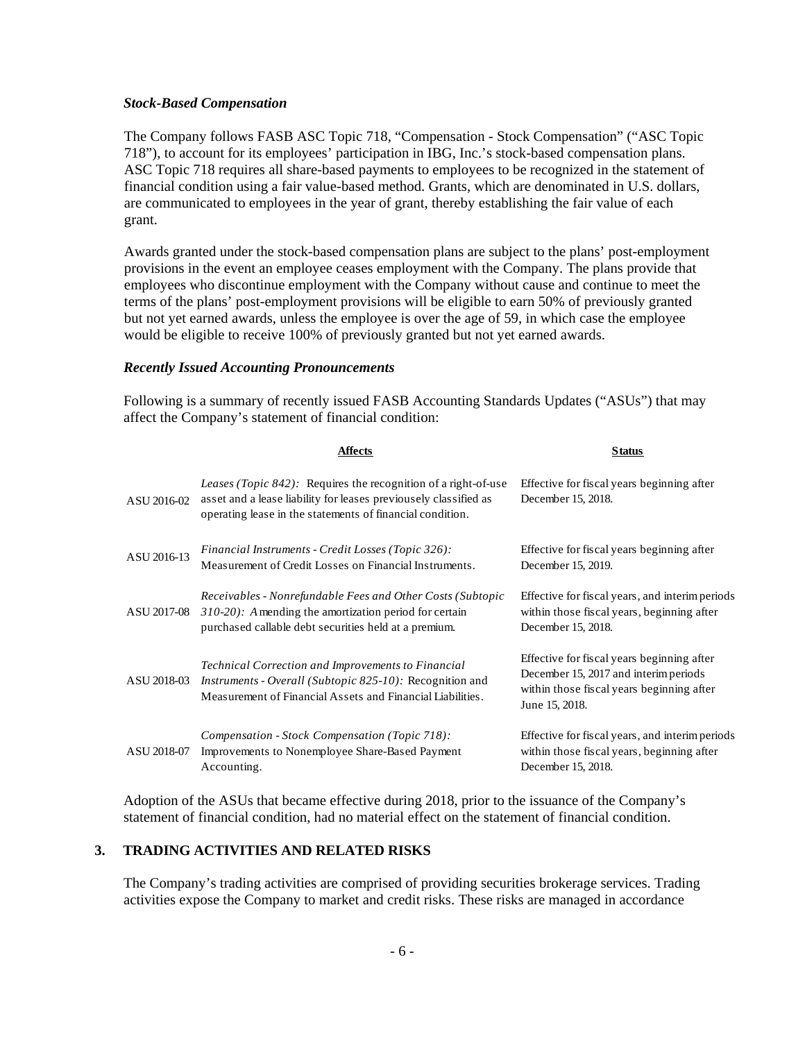### *Stock-Based Compensation*

The Company follows FASB ASC Topic 718, "Compensation - Stock Compensation" ("ASC Topic 718"), to account for its employees' participation in IBG, Inc.'s stock-based compensation plans. ASC Topic 718 requires all share-based payments to employees to be recognized in the statement of financial condition using a fair value-based method. Grants, which are denominated in U.S. dollars, are communicated to employees in the year of grant, thereby establishing the fair value of each grant.

Awards granted under the stock-based compensation plans are subject to the plans' post-employment provisions in the event an employee ceases employment with the Company. The plans provide that employees who discontinue employment with the Company without cause and continue to meet the terms of the plans' post-employment provisions will be eligible to earn 50% of previously granted but not yet earned awards, unless the employee is over the age of 59, in which case the employee would be eligible to receive 100% of previously granted but not yet earned awards.

### *Recently Issued Accounting Pronouncements*

Following is a summary of recently issued FASB Accounting Standards Updates ("ASUs") that may affect the Company's statement of financial condition:

| | **Affects** | **Status** |
|---|---|---|
| ASU 2016-02 | *Leases (Topic 842):* Requires the recognition of a right-of-use asset and a lease liability for leases previously classified as operating lease in the statements of financial condition. | Effective for fiscal years beginning after December 15, 2018. |
| ASU 2016-13 | *Financial Instruments - Credit Losses (Topic 326):* Measurement of Credit Losses on Financial Instruments. | Effective for fiscal years beginning after December 15, 2019. |
| ASU 2017-08 | *Receivables - Nonrefundable Fees and Other Costs (Subtopic 310-20):* Amending the amortization period for certain purchased callable debt securities held at a premium. | Effective for fiscal years, and interim periods within those fiscal years, beginning after December 15, 2018. |
| ASU 2018-03 | *Technical Correction and Improvements to Financial Instruments - Overall (Subtopic 825-10):* Recognition and Measurement of Financial Assets and Financial Liabilities. | Effective for fiscal years beginning after December 15, 2017 and interim periods within those fiscal years beginning after June 15, 2018. |
| ASU 2018-07 | *Compensation - Stock Compensation (Topic 718):* Improvements to Nonemployee Share-Based Payment Accounting. | Effective for fiscal years, and interim periods within those fiscal years, beginning after December 15, 2018. |

Adoption of the ASUs that became effective during 2018, prior to the issuance of the Company's statement of financial condition, had no material effect on the statement of financial condition.

## 3. TRADING ACTIVITIES AND RELATED RISKS

The Company's trading activities are comprised of providing securities brokerage services. Trading activities expose the Company to market and credit risks. These risks are managed in accordance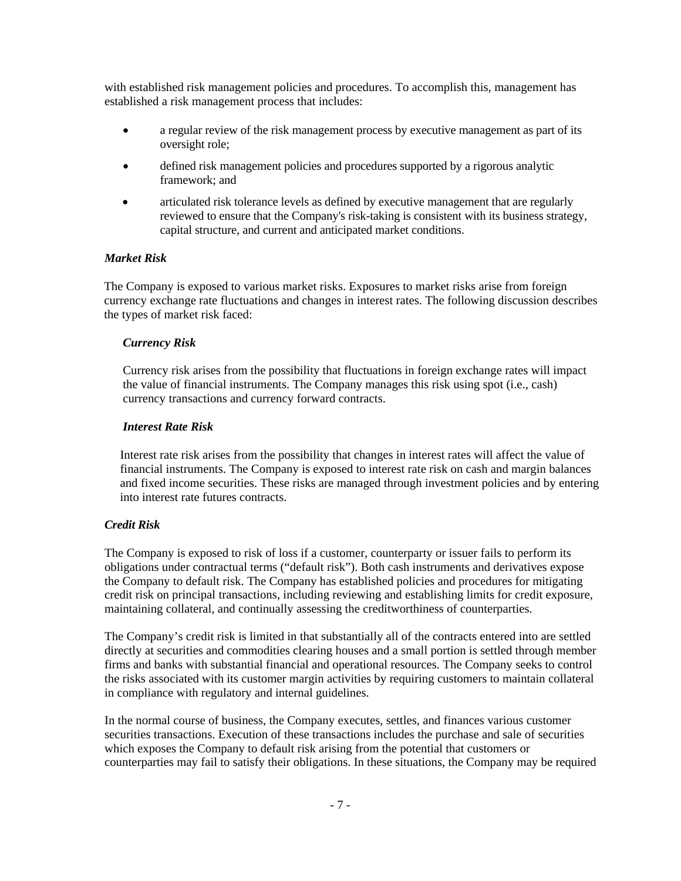with established risk management policies and procedures. To accomplish this, management has established a risk management process that includes:

- a regular review of the risk management process by executive management as part of its oversight role;
- defined risk management policies and procedures supported by a rigorous analytic framework; and
- articulated risk tolerance levels as defined by executive management that are regularly reviewed to ensure that the Company's risk-taking is consistent with its business strategy, capital structure, and current and anticipated market conditions.

### *Market Risk*

The Company is exposed to various market risks. Exposures to market risks arise from foreign currency exchange rate fluctuations and changes in interest rates. The following discussion describes the types of market risk faced:

#### *Currency Risk*

Currency risk arises from the possibility that fluctuations in foreign exchange rates will impact the value of financial instruments. The Company manages this risk using spot (i.e., cash) currency transactions and currency forward contracts.

#### *Interest Rate Risk*

Interest rate risk arises from the possibility that changes in interest rates will affect the value of financial instruments. The Company is exposed to interest rate risk on cash and margin balances and fixed income securities. These risks are managed through investment policies and by entering into interest rate futures contracts.

### *Credit Risk*

The Company is exposed to risk of loss if a customer, counterparty or issuer fails to perform its obligations under contractual terms ("default risk"). Both cash instruments and derivatives expose the Company to default risk. The Company has established policies and procedures for mitigating credit risk on principal transactions, including reviewing and establishing limits for credit exposure, maintaining collateral, and continually assessing the creditworthiness of counterparties.

The Company's credit risk is limited in that substantially all of the contracts entered into are settled directly at securities and commodities clearing houses and a small portion is settled through member firms and banks with substantial financial and operational resources. The Company seeks to control the risks associated with its customer margin activities by requiring customers to maintain collateral in compliance with regulatory and internal guidelines.

In the normal course of business, the Company executes, settles, and finances various customer securities transactions. Execution of these transactions includes the purchase and sale of securities which exposes the Company to default risk arising from the potential that customers or counterparties may fail to satisfy their obligations. In these situations, the Company may be required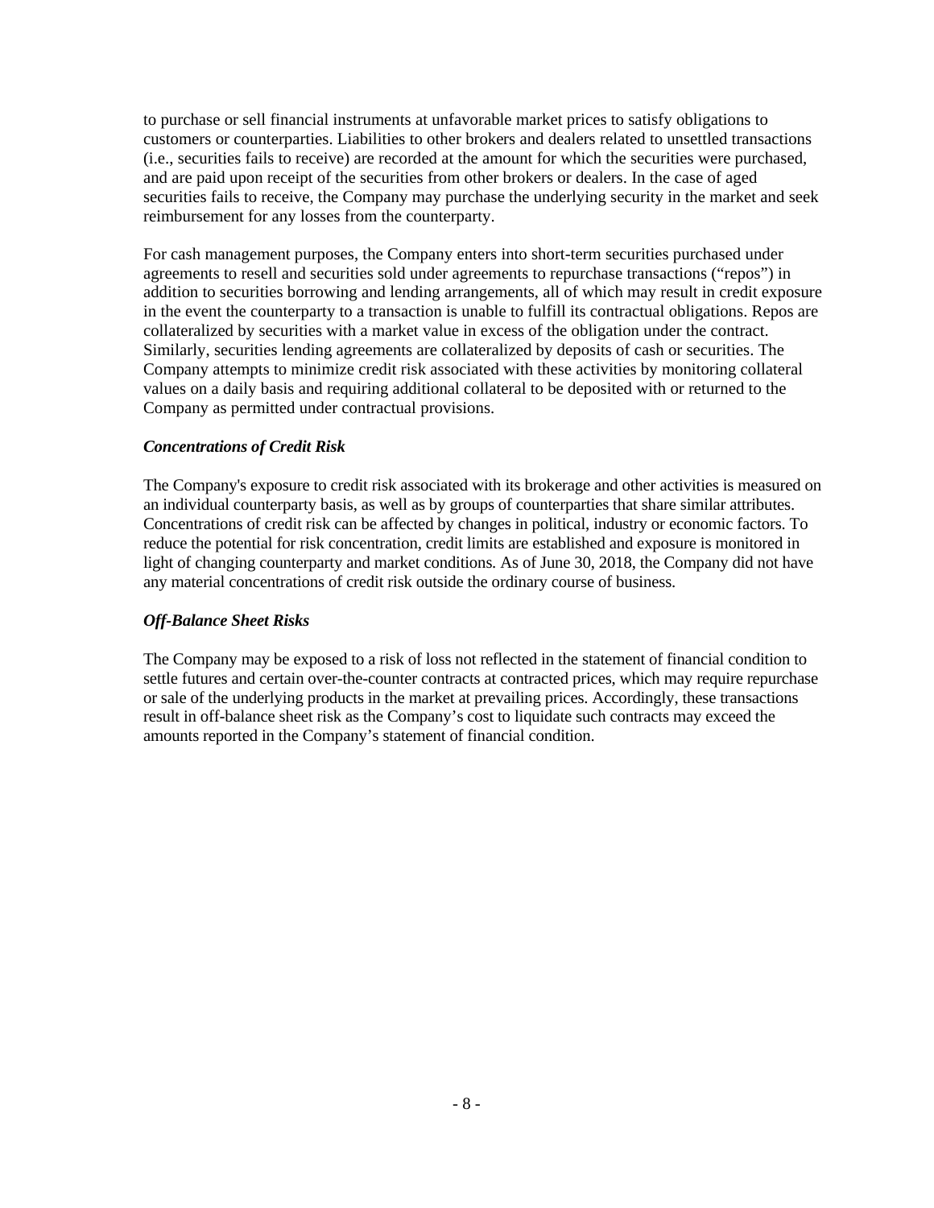to purchase or sell financial instruments at unfavorable market prices to satisfy obligations to customers or counterparties. Liabilities to other brokers and dealers related to unsettled transactions (i.e., securities fails to receive) are recorded at the amount for which the securities were purchased, and are paid upon receipt of the securities from other brokers or dealers. In the case of aged securities fails to receive, the Company may purchase the underlying security in the market and seek reimbursement for any losses from the counterparty.

For cash management purposes, the Company enters into short-term securities purchased under agreements to resell and securities sold under agreements to repurchase transactions ("repos") in addition to securities borrowing and lending arrangements, all of which may result in credit exposure in the event the counterparty to a transaction is unable to fulfill its contractual obligations. Repos are collateralized by securities with a market value in excess of the obligation under the contract. Similarly, securities lending agreements are collateralized by deposits of cash or securities. The Company attempts to minimize credit risk associated with these activities by monitoring collateral values on a daily basis and requiring additional collateral to be deposited with or returned to the Company as permitted under contractual provisions.

***Concentrations of Credit Risk***

The Company's exposure to credit risk associated with its brokerage and other activities is measured on an individual counterparty basis, as well as by groups of counterparties that share similar attributes. Concentrations of credit risk can be affected by changes in political, industry or economic factors. To reduce the potential for risk concentration, credit limits are established and exposure is monitored in light of changing counterparty and market conditions. As of June 30, 2018, the Company did not have any material concentrations of credit risk outside the ordinary course of business.

***Off-Balance Sheet Risks***

The Company may be exposed to a risk of loss not reflected in the statement of financial condition to settle futures and certain over-the-counter contracts at contracted prices, which may require repurchase or sale of the underlying products in the market at prevailing prices. Accordingly, these transactions result in off-balance sheet risk as the Company's cost to liquidate such contracts may exceed the amounts reported in the Company's statement of financial condition.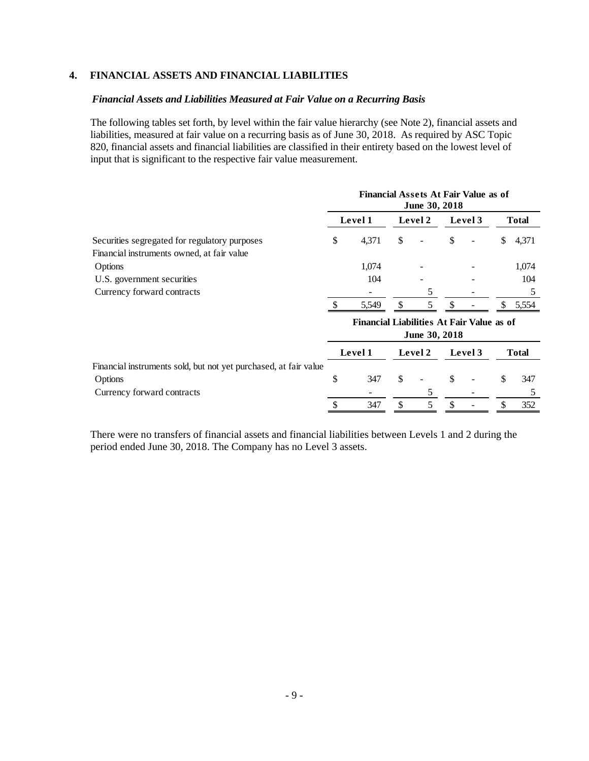## 4. FINANCIAL ASSETS AND FINANCIAL LIABILITIES

### *Financial Assets and Liabilities Measured at Fair Value on a Recurring Basis*

The following tables set forth, by level within the fair value hierarchy (see Note 2), financial assets and liabilities, measured at fair value on a recurring basis as of June 30, 2018. As required by ASC Topic 820, financial assets and financial liabilities are classified in their entirety based on the lowest level of input that is significant to the respective fair value measurement.

| | Financial Assets At Fair Value as of June 30, 2018 | | | |
|---|---|---|---|---|
| | Level 1 | Level 2 | Level 3 | Total |
| Securities segregated for regulatory purposes | $ 4,371 | $ - | $ - | $ 4,371 |
| Financial instruments owned, at fair value | | | | |
| Options | 1,074 | - | - | 1,074 |
| U.S. government securities | 104 | - | - | 104 |
| Currency forward contracts | - | 5 | - | 5 |
| | $ 5,549 | $ 5 | $ - | $ 5,554 |

| | Financial Liabilities At Fair Value as of June 30, 2018 | | | |
|---|---|---|---|---|
| | Level 1 | Level 2 | Level 3 | Total |
| Financial instruments sold, but not yet purchased, at fair value | | | | |
| Options | $ 347 | $ - | $ - | $ 347 |
| Currency forward contracts | - | 5 | - | 5 |
| | $ 347 | $ 5 | $ - | $ 352 |

There were no transfers of financial assets and financial liabilities between Levels 1 and 2 during the period ended June 30, 2018. The Company has no Level 3 assets.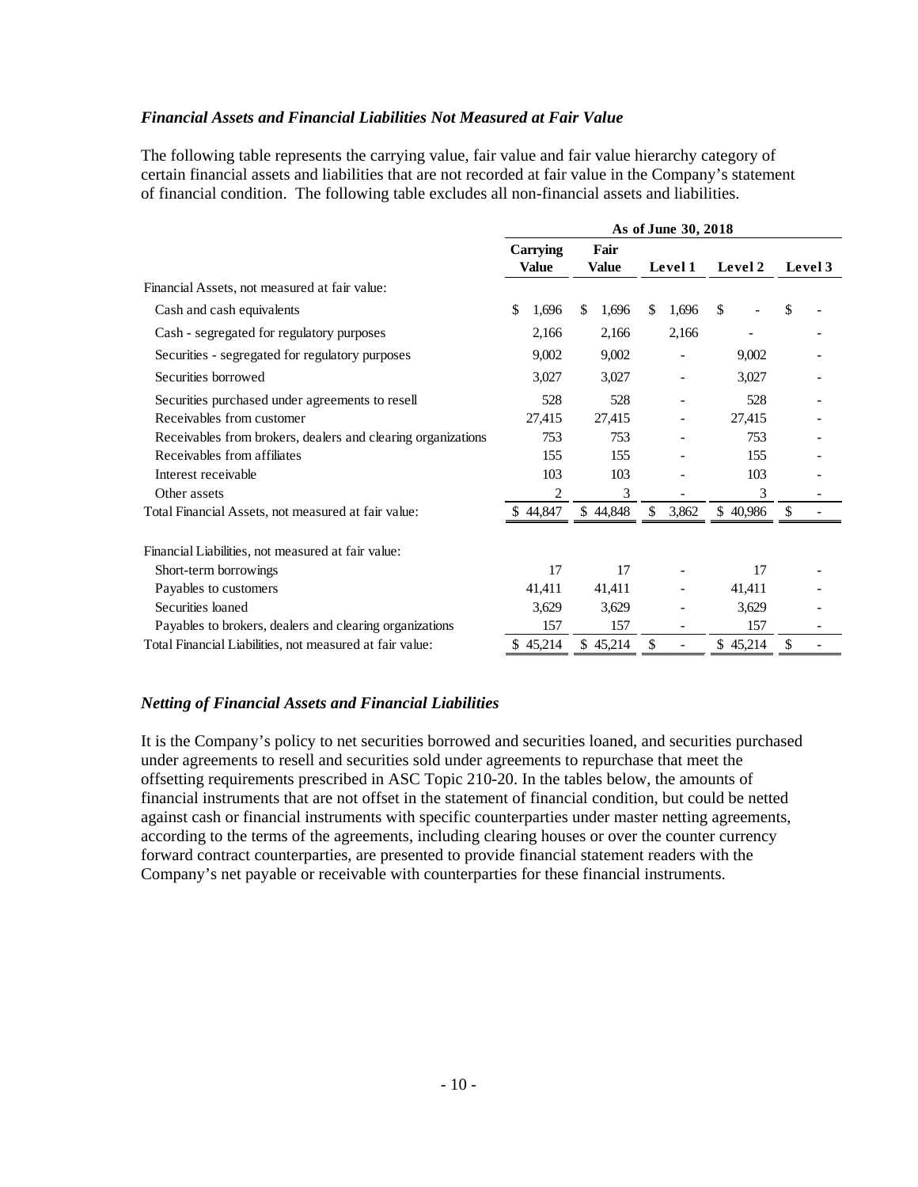### *Financial Assets and Financial Liabilities Not Measured at Fair Value*

The following table represents the carrying value, fair value and fair value hierarchy category of certain financial assets and liabilities that are not recorded at fair value in the Company's statement of financial condition. The following table excludes all non-financial assets and liabilities.

| | As of June 30, 2018 | | | | |
|---|---|---|---|---|---|
| | Carrying Value | Fair Value | Level 1 | Level 2 | Level 3 |
| Financial Assets, not measured at fair value: | | | | | |
| Cash and cash equivalents | $ 1,696 | $ 1,696 | $ 1,696 | $ - | $ - |
| Cash - segregated for regulatory purposes | 2,166 | 2,166 | 2,166 | - | - |
| Securities - segregated for regulatory purposes | 9,002 | 9,002 | - | 9,002 | - |
| Securities borrowed | 3,027 | 3,027 | - | 3,027 | - |
| Securities purchased under agreements to resell | 528 | 528 | - | 528 | - |
| Receivables from customer | 27,415 | 27,415 | - | 27,415 | - |
| Receivables from brokers, dealers and clearing organizations | 753 | 753 | - | 753 | - |
| Receivables from affiliates | 155 | 155 | - | 155 | - |
| Interest receivable | 103 | 103 | - | 103 | - |
| Other assets | 2 | 3 | - | 3 | - |
| Total Financial Assets, not measured at fair value: | $ 44,847 | $ 44,848 | $ 3,862 | $ 40,986 | $ - |
| | | | | | |
| Financial Liabilities, not measured at fair value: | | | | | |
| Short-term borrowings | 17 | 17 | - | 17 | - |
| Payables to customers | 41,411 | 41,411 | - | 41,411 | - |
| Securities loaned | 3,629 | 3,629 | - | 3,629 | - |
| Payables to brokers, dealers and clearing organizations | 157 | 157 | - | 157 | - |
| Total Financial Liabilities, not measured at fair value: | $ 45,214 | $ 45,214 | $ - | $ 45,214 | $ - |

### *Netting of Financial Assets and Financial Liabilities*

It is the Company's policy to net securities borrowed and securities loaned, and securities purchased under agreements to resell and securities sold under agreements to repurchase that meet the offsetting requirements prescribed in ASC Topic 210-20. In the tables below, the amounts of financial instruments that are not offset in the statement of financial condition, but could be netted against cash or financial instruments with specific counterparties under master netting agreements, according to the terms of the agreements, including clearing houses or over the counter currency forward contract counterparties, are presented to provide financial statement readers with the Company's net payable or receivable with counterparties for these financial instruments.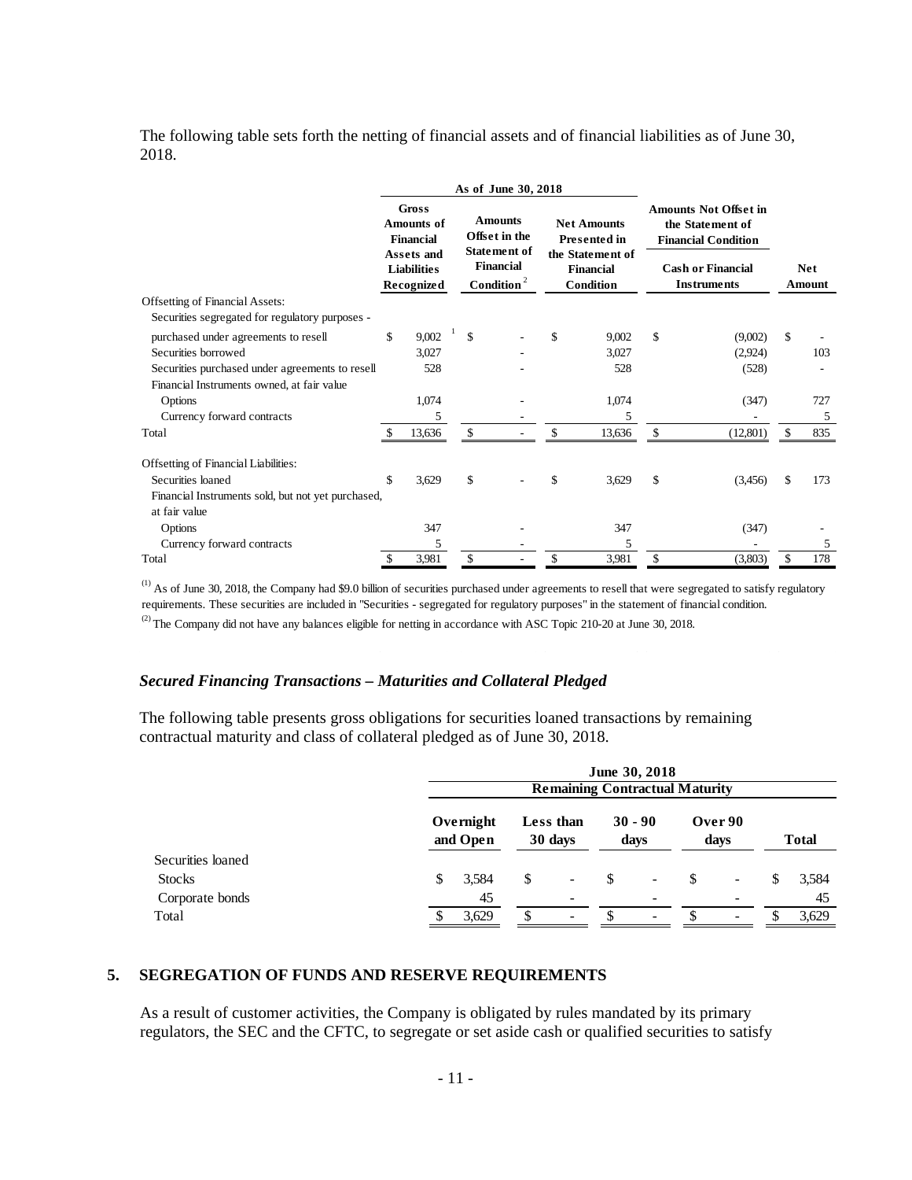The following table sets forth the netting of financial assets and of financial liabilities as of June 30, 2018.

| | As of June 30, 2018 | | | Amounts Not Offset in the Statement of Financial Condition | |
|---|---|---|---|---|---|
| | Gross Amounts of Financial Assets and Liabilities Recognized | Amounts Offset in the Statement of Financial Condition [2] | Net Amounts Presented in the Statement of Financial Condition | Cash or Financial Instruments | Net Amount |
| Offsetting of Financial Assets: | | | | | |
| Securities segregated for regulatory purposes - | | | | | |
| purchased under agreements to resell | $ 9,002 [1] | $ - | $ 9,002 | $ (9,002) | $ - |
| Securities borrowed | 3,027 | - | 3,027 | (2,924) | 103 |
| Securities purchased under agreements to resell | 528 | - | 528 | (528) | - |
| Financial Instruments owned, at fair value | | | | | |
| Options | 1,074 | - | 1,074 | (347) | 727 |
| Currency forward contracts | 5 | - | 5 | - | 5 |
| Total | $ 13,636 | $ - | $ 13,636 | $ (12,801) | $ 835 |
| Offsetting of Financial Liabilities: | | | | | |
| Securities loaned | $ 3,629 | $ - | $ 3,629 | $ (3,456) | $ 173 |
| Financial Instruments sold, but not yet purchased, at fair value | | | | | |
| Options | 347 | - | 347 | (347) | - |
| Currency forward contracts | 5 | - | 5 | - | 5 |
| Total | $ 3,981 | $ - | $ 3,981 | $ (3,803) | $ 178 |

(1) As of June 30, 2018, the Company had $9.0 billion of securities purchased under agreements to resell that were segregated to satisfy regulatory requirements. These securities are included in "Securities - segregated for regulatory purposes" in the statement of financial condition.

(2) The Company did not have any balances eligible for netting in accordance with ASC Topic 210-20 at June 30, 2018.

### *Secured Financing Transactions – Maturities and Collateral Pledged*

The following table presents gross obligations for securities loaned transactions by remaining contractual maturity and class of collateral pledged as of June 30, 2018.

| | June 30, 2018 | | | | |
|---|---|---|---|---|---|
| | Remaining Contractual Maturity | | | | |
| | Overnight and Open | Less than 30 days | 30 - 90 days | Over 90 days | Total |
| Securities loaned | | | | | |
| Stocks | $ 3,584 | $ - | $ - | $ - | $ 3,584 |
| Corporate bonds | 45 | - | - | - | 45 |
| Total | $ 3,629 | $ - | $ - | $ - | $ 3,629 |

## 5. SEGREGATION OF FUNDS AND RESERVE REQUIREMENTS

As a result of customer activities, the Company is obligated by rules mandated by its primary regulators, the SEC and the CFTC, to segregate or set aside cash or qualified securities to satisfy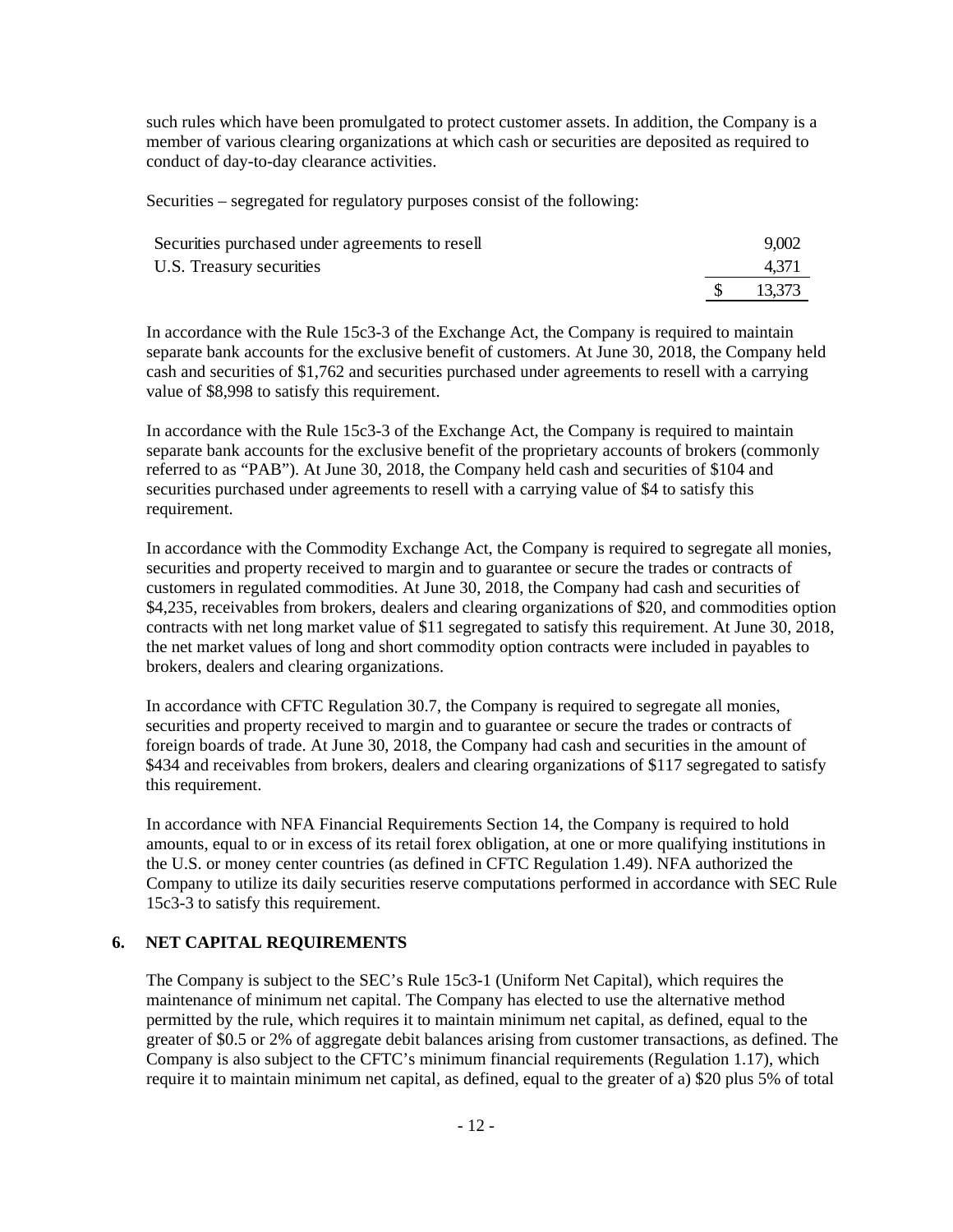such rules which have been promulgated to protect customer assets. In addition, the Company is a member of various clearing organizations at which cash or securities are deposited as required to conduct of day-to-day clearance activities.

Securities – segregated for regulatory purposes consist of the following:

| | | |
|---|---|---|
| Securities purchased under agreements to resell | | 9,002 |
| U.S. Treasury securities | | 4,371 |
| | $ | 13,373 |

In accordance with the Rule 15c3-3 of the Exchange Act, the Company is required to maintain separate bank accounts for the exclusive benefit of customers. At June 30, 2018, the Company held cash and securities of $1,762 and securities purchased under agreements to resell with a carrying value of $8,998 to satisfy this requirement.

In accordance with the Rule 15c3-3 of the Exchange Act, the Company is required to maintain separate bank accounts for the exclusive benefit of the proprietary accounts of brokers (commonly referred to as "PAB"). At June 30, 2018, the Company held cash and securities of $104 and securities purchased under agreements to resell with a carrying value of $4 to satisfy this requirement.

In accordance with the Commodity Exchange Act, the Company is required to segregate all monies, securities and property received to margin and to guarantee or secure the trades or contracts of customers in regulated commodities. At June 30, 2018, the Company had cash and securities of $4,235, receivables from brokers, dealers and clearing organizations of $20, and commodities option contracts with net long market value of $11 segregated to satisfy this requirement. At June 30, 2018, the net market values of long and short commodity option contracts were included in payables to brokers, dealers and clearing organizations.

In accordance with CFTC Regulation 30.7, the Company is required to segregate all monies, securities and property received to margin and to guarantee or secure the trades or contracts of foreign boards of trade. At June 30, 2018, the Company had cash and securities in the amount of $434 and receivables from brokers, dealers and clearing organizations of $117 segregated to satisfy this requirement.

In accordance with NFA Financial Requirements Section 14, the Company is required to hold amounts, equal to or in excess of its retail forex obligation, at one or more qualifying institutions in the U.S. or money center countries (as defined in CFTC Regulation 1.49). NFA authorized the Company to utilize its daily securities reserve computations performed in accordance with SEC Rule 15c3-3 to satisfy this requirement.

## 6. NET CAPITAL REQUIREMENTS

The Company is subject to the SEC's Rule 15c3-1 (Uniform Net Capital), which requires the maintenance of minimum net capital. The Company has elected to use the alternative method permitted by the rule, which requires it to maintain minimum net capital, as defined, equal to the greater of $0.5 or 2% of aggregate debit balances arising from customer transactions, as defined. The Company is also subject to the CFTC's minimum financial requirements (Regulation 1.17), which require it to maintain minimum net capital, as defined, equal to the greater of a) $20 plus 5% of total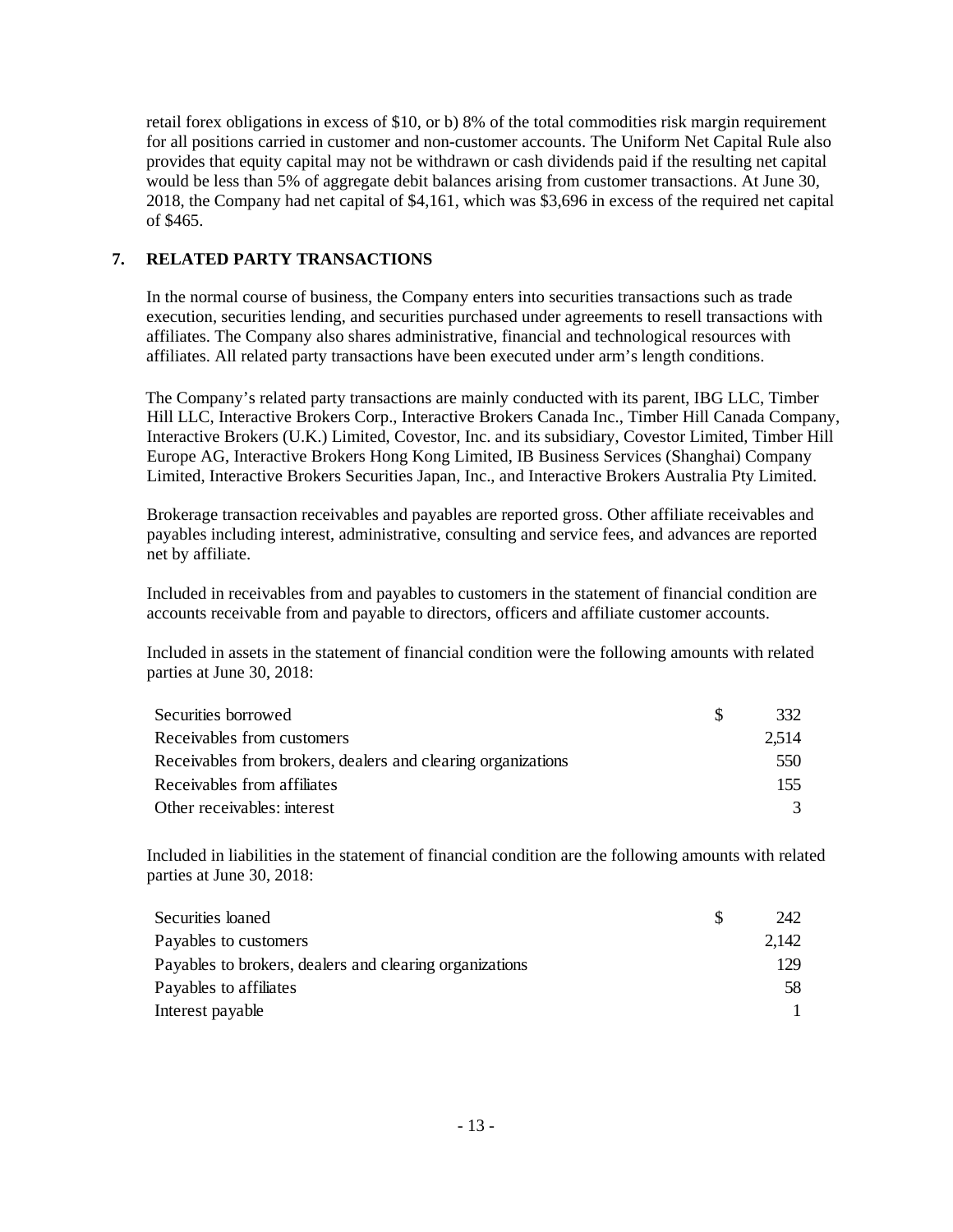retail forex obligations in excess of \$10, or b) 8% of the total commodities risk margin requirement for all positions carried in customer and non-customer accounts. The Uniform Net Capital Rule also provides that equity capital may not be withdrawn or cash dividends paid if the resulting net capital would be less than 5% of aggregate debit balances arising from customer transactions. At June 30, 2018, the Company had net capital of \$4,161, which was \$3,696 in excess of the required net capital of \$465.

## 7. RELATED PARTY TRANSACTIONS

In the normal course of business, the Company enters into securities transactions such as trade execution, securities lending, and securities purchased under agreements to resell transactions with affiliates. The Company also shares administrative, financial and technological resources with affiliates. All related party transactions have been executed under arm's length conditions.

The Company's related party transactions are mainly conducted with its parent, IBG LLC, Timber Hill LLC, Interactive Brokers Corp., Interactive Brokers Canada Inc., Timber Hill Canada Company, Interactive Brokers (U.K.) Limited, Covestor, Inc. and its subsidiary, Covestor Limited, Timber Hill Europe AG, Interactive Brokers Hong Kong Limited, IB Business Services (Shanghai) Company Limited, Interactive Brokers Securities Japan, Inc., and Interactive Brokers Australia Pty Limited.

Brokerage transaction receivables and payables are reported gross. Other affiliate receivables and payables including interest, administrative, consulting and service fees, and advances are reported net by affiliate.

Included in receivables from and payables to customers in the statement of financial condition are accounts receivable from and payable to directors, officers and affiliate customer accounts.

Included in assets in the statement of financial condition were the following amounts with related parties at June 30, 2018:

| | | |
|---|---|---|
| Securities borrowed | \$ | 332 |
| Receivables from customers | | 2,514 |
| Receivables from brokers, dealers and clearing organizations | | 550 |
| Receivables from affiliates | | 155 |
| Other receivables: interest | | 3 |

Included in liabilities in the statement of financial condition are the following amounts with related parties at June 30, 2018:

| | | |
|---|---|---|
| Securities loaned | \$ | 242 |
| Payables to customers | | 2,142 |
| Payables to brokers, dealers and clearing organizations | | 129 |
| Payables to affiliates | | 58 |
| Interest payable | | 1 |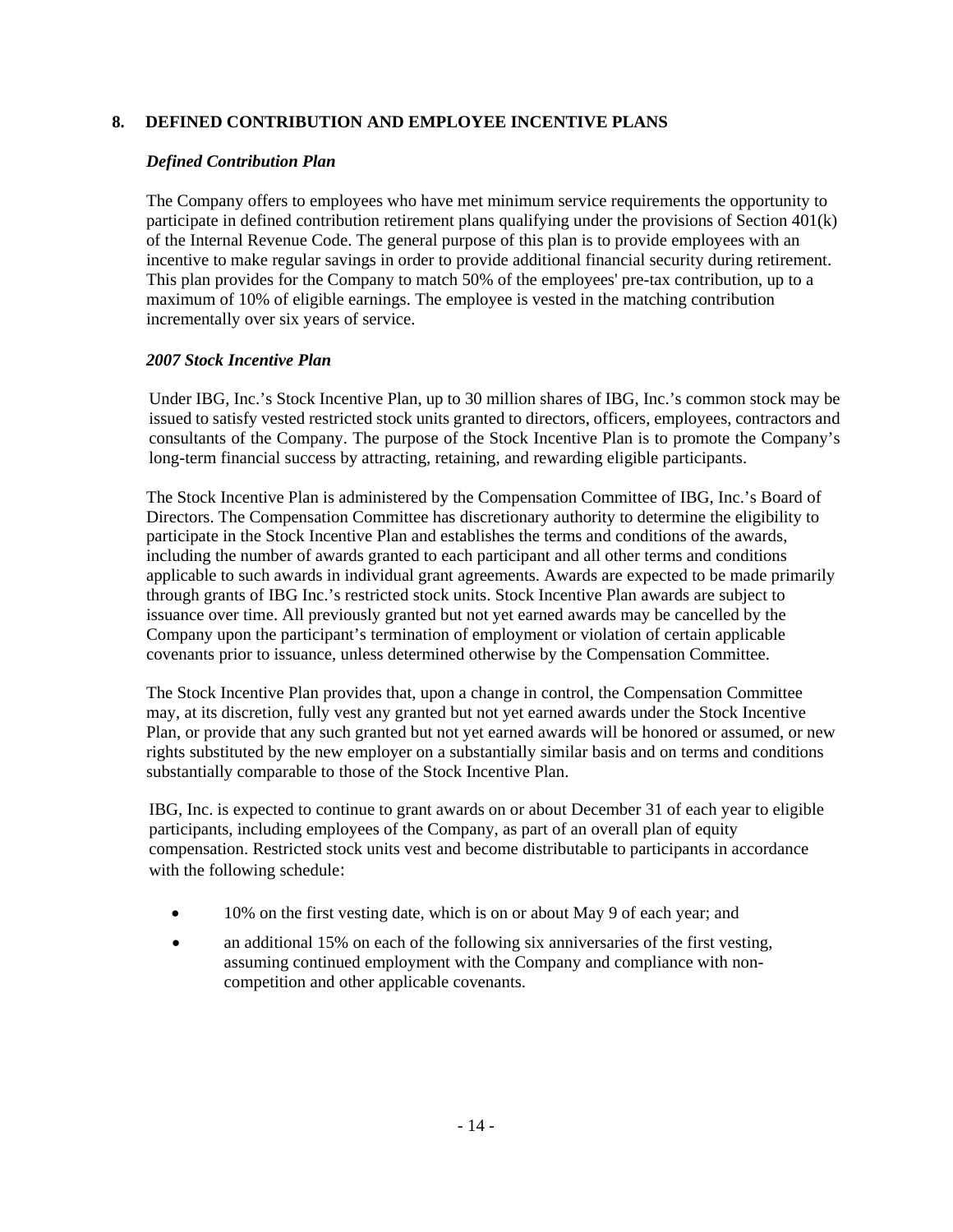## 8. DEFINED CONTRIBUTION AND EMPLOYEE INCENTIVE PLANS

### *Defined Contribution Plan*

The Company offers to employees who have met minimum service requirements the opportunity to participate in defined contribution retirement plans qualifying under the provisions of Section 401(k) of the Internal Revenue Code. The general purpose of this plan is to provide employees with an incentive to make regular savings in order to provide additional financial security during retirement. This plan provides for the Company to match 50% of the employees' pre-tax contribution, up to a maximum of 10% of eligible earnings. The employee is vested in the matching contribution incrementally over six years of service.

### *2007 Stock Incentive Plan*

Under IBG, Inc.'s Stock Incentive Plan, up to 30 million shares of IBG, Inc.'s common stock may be issued to satisfy vested restricted stock units granted to directors, officers, employees, contractors and consultants of the Company. The purpose of the Stock Incentive Plan is to promote the Company's long-term financial success by attracting, retaining, and rewarding eligible participants.

The Stock Incentive Plan is administered by the Compensation Committee of IBG, Inc.'s Board of Directors. The Compensation Committee has discretionary authority to determine the eligibility to participate in the Stock Incentive Plan and establishes the terms and conditions of the awards, including the number of awards granted to each participant and all other terms and conditions applicable to such awards in individual grant agreements. Awards are expected to be made primarily through grants of IBG Inc.'s restricted stock units. Stock Incentive Plan awards are subject to issuance over time. All previously granted but not yet earned awards may be cancelled by the Company upon the participant's termination of employment or violation of certain applicable covenants prior to issuance, unless determined otherwise by the Compensation Committee.

The Stock Incentive Plan provides that, upon a change in control, the Compensation Committee may, at its discretion, fully vest any granted but not yet earned awards under the Stock Incentive Plan, or provide that any such granted but not yet earned awards will be honored or assumed, or new rights substituted by the new employer on a substantially similar basis and on terms and conditions substantially comparable to those of the Stock Incentive Plan.

IBG, Inc. is expected to continue to grant awards on or about December 31 of each year to eligible participants, including employees of the Company, as part of an overall plan of equity compensation. Restricted stock units vest and become distributable to participants in accordance with the following schedule:

- 10% on the first vesting date, which is on or about May 9 of each year; and
- an additional 15% on each of the following six anniversaries of the first vesting, assuming continued employment with the Company and compliance with non-competition and other applicable covenants.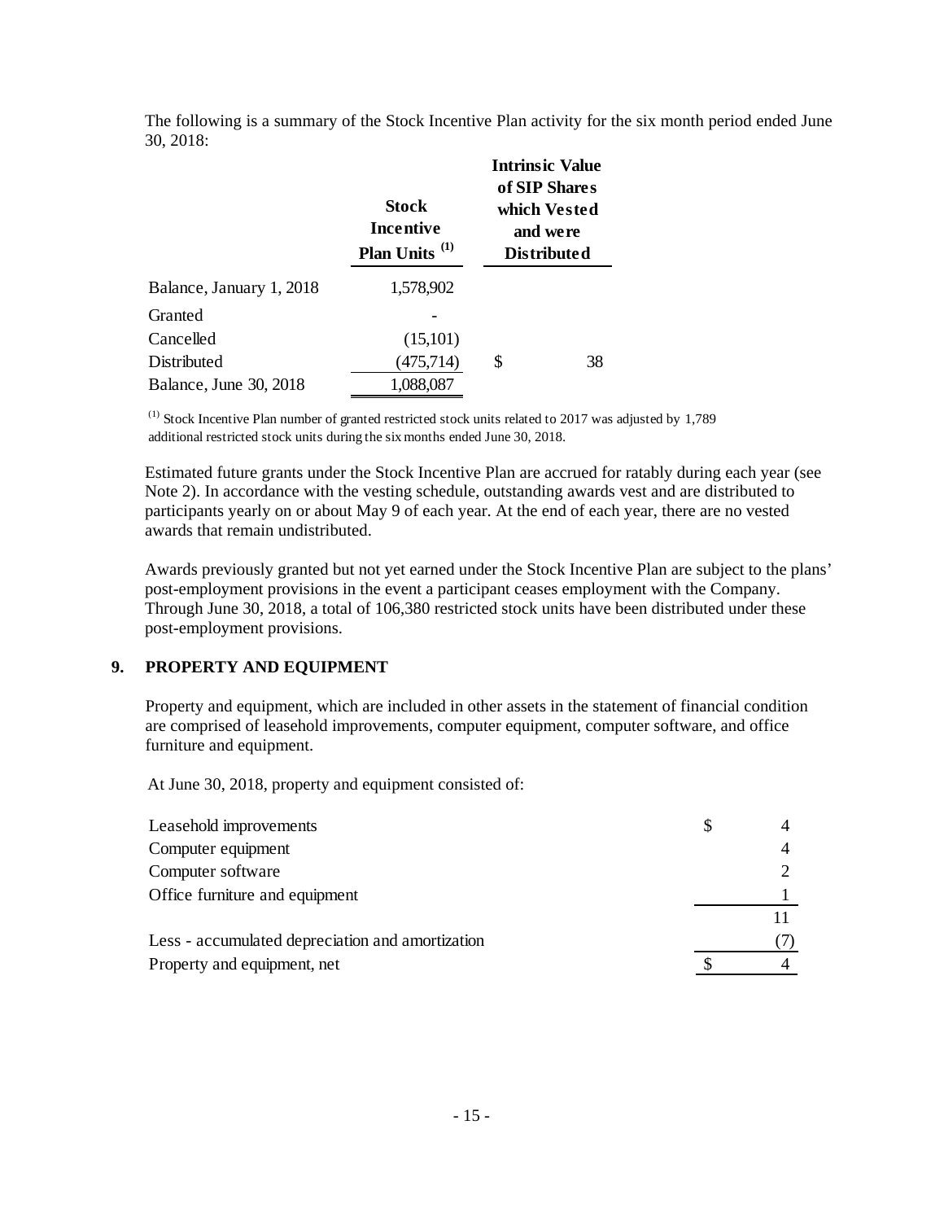The following is a summary of the Stock Incentive Plan activity for the six month period ended June 30, 2018:

| | Stock Incentive Plan Units [(1)] | Intrinsic Value of SIP Shares which Vested and were Distributed |
|---|---|---|
| Balance, January 1, 2018 | 1,578,902 | |
| Granted | - | |
| Cancelled | (15,101) | |
| Distributed | (475,714) | $ 38 |
| Balance, June 30, 2018 | 1,088,087 | |

(1) Stock Incentive Plan number of granted restricted stock units related to 2017 was adjusted by 1,789 additional restricted stock units during the six months ended June 30, 2018.

Estimated future grants under the Stock Incentive Plan are accrued for ratably during each year (see Note 2). In accordance with the vesting schedule, outstanding awards vest and are distributed to participants yearly on or about May 9 of each year. At the end of each year, there are no vested awards that remain undistributed.

Awards previously granted but not yet earned under the Stock Incentive Plan are subject to the plans' post-employment provisions in the event a participant ceases employment with the Company. Through June 30, 2018, a total of 106,380 restricted stock units have been distributed under these post-employment provisions.

## 9. PROPERTY AND EQUIPMENT

Property and equipment, which are included in other assets in the statement of financial condition are comprised of leasehold improvements, computer equipment, computer software, and office furniture and equipment.

At June 30, 2018, property and equipment consisted of:

| | |
|---|---|
| Leasehold improvements | $ 4 |
| Computer equipment | 4 |
| Computer software | 2 |
| Office furniture and equipment | 1 |
| | 11 |
| Less - accumulated depreciation and amortization | (7) |
| Property and equipment, net | $ 4 |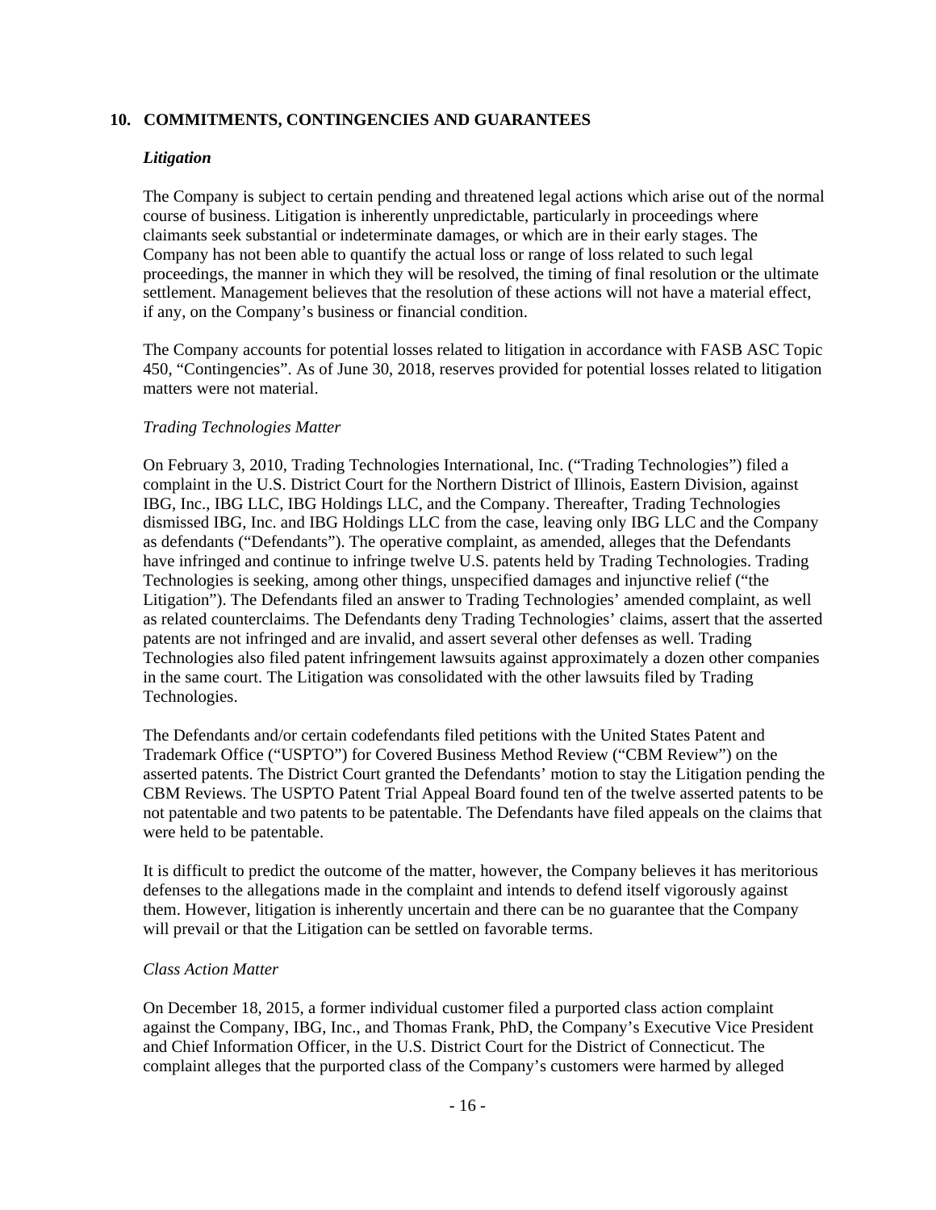## 10. COMMITMENTS, CONTINGENCIES AND GUARANTEES

### *Litigation*

The Company is subject to certain pending and threatened legal actions which arise out of the normal course of business. Litigation is inherently unpredictable, particularly in proceedings where claimants seek substantial or indeterminate damages, or which are in their early stages. The Company has not been able to quantify the actual loss or range of loss related to such legal proceedings, the manner in which they will be resolved, the timing of final resolution or the ultimate settlement. Management believes that the resolution of these actions will not have a material effect, if any, on the Company's business or financial condition.

The Company accounts for potential losses related to litigation in accordance with FASB ASC Topic 450, "Contingencies". As of June 30, 2018, reserves provided for potential losses related to litigation matters were not material.

*Trading Technologies Matter*

On February 3, 2010, Trading Technologies International, Inc. ("Trading Technologies") filed a complaint in the U.S. District Court for the Northern District of Illinois, Eastern Division, against IBG, Inc., IBG LLC, IBG Holdings LLC, and the Company. Thereafter, Trading Technologies dismissed IBG, Inc. and IBG Holdings LLC from the case, leaving only IBG LLC and the Company as defendants ("Defendants"). The operative complaint, as amended, alleges that the Defendants have infringed and continue to infringe twelve U.S. patents held by Trading Technologies. Trading Technologies is seeking, among other things, unspecified damages and injunctive relief ("the Litigation"). The Defendants filed an answer to Trading Technologies' amended complaint, as well as related counterclaims. The Defendants deny Trading Technologies' claims, assert that the asserted patents are not infringed and are invalid, and assert several other defenses as well. Trading Technologies also filed patent infringement lawsuits against approximately a dozen other companies in the same court. The Litigation was consolidated with the other lawsuits filed by Trading Technologies.

The Defendants and/or certain codefendants filed petitions with the United States Patent and Trademark Office ("USPTO") for Covered Business Method Review ("CBM Review") on the asserted patents. The District Court granted the Defendants' motion to stay the Litigation pending the CBM Reviews. The USPTO Patent Trial Appeal Board found ten of the twelve asserted patents to be not patentable and two patents to be patentable. The Defendants have filed appeals on the claims that were held to be patentable.

It is difficult to predict the outcome of the matter, however, the Company believes it has meritorious defenses to the allegations made in the complaint and intends to defend itself vigorously against them. However, litigation is inherently uncertain and there can be no guarantee that the Company will prevail or that the Litigation can be settled on favorable terms.

*Class Action Matter*

On December 18, 2015, a former individual customer filed a purported class action complaint against the Company, IBG, Inc., and Thomas Frank, PhD, the Company's Executive Vice President and Chief Information Officer, in the U.S. District Court for the District of Connecticut. The complaint alleges that the purported class of the Company's customers were harmed by alleged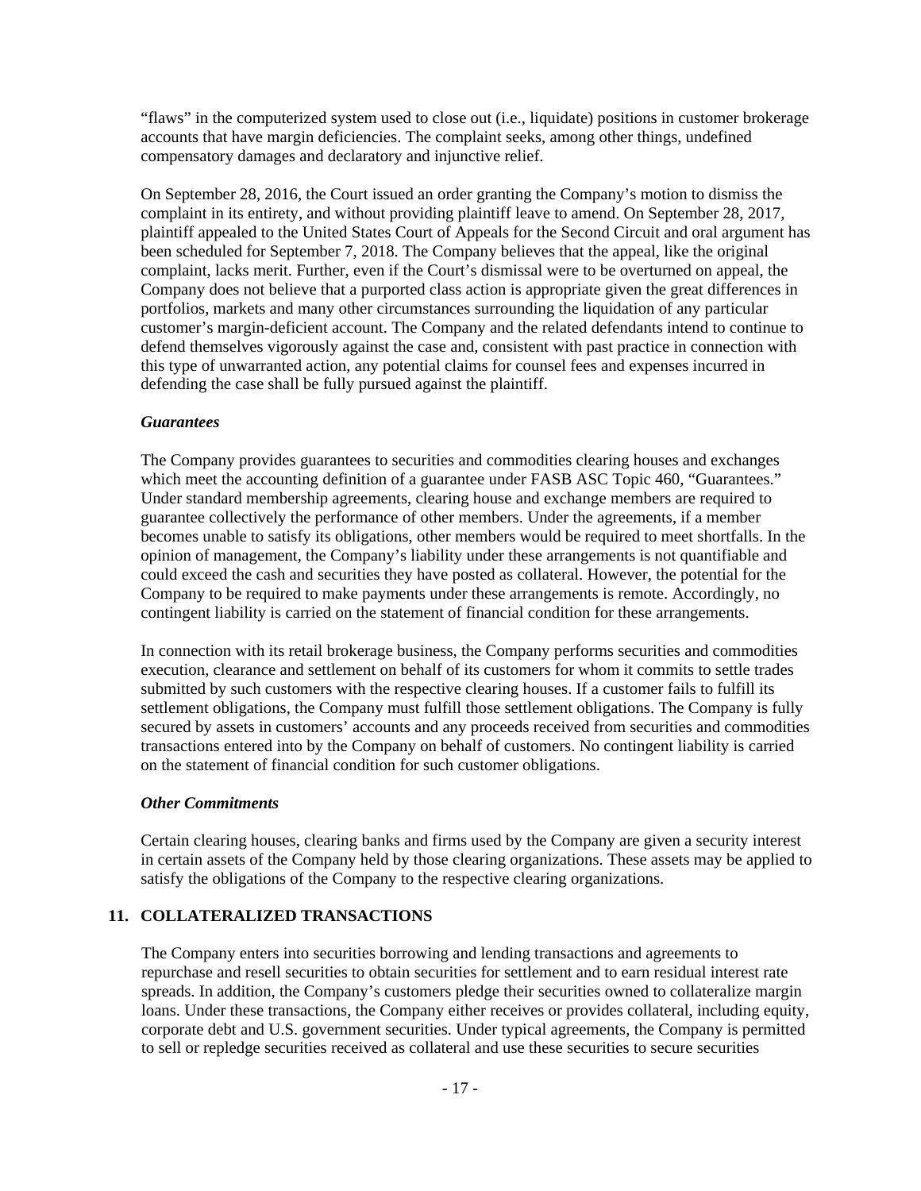"flaws" in the computerized system used to close out (i.e., liquidate) positions in customer brokerage accounts that have margin deficiencies. The complaint seeks, among other things, undefined compensatory damages and declaratory and injunctive relief.

On September 28, 2016, the Court issued an order granting the Company's motion to dismiss the complaint in its entirety, and without providing plaintiff leave to amend. On September 28, 2017, plaintiff appealed to the United States Court of Appeals for the Second Circuit and oral argument has been scheduled for September 7, 2018. The Company believes that the appeal, like the original complaint, lacks merit. Further, even if the Court's dismissal were to be overturned on appeal, the Company does not believe that a purported class action is appropriate given the great differences in portfolios, markets and many other circumstances surrounding the liquidation of any particular customer's margin-deficient account. The Company and the related defendants intend to continue to defend themselves vigorously against the case and, consistent with past practice in connection with this type of unwarranted action, any potential claims for counsel fees and expenses incurred in defending the case shall be fully pursued against the plaintiff.

***Guarantees***

The Company provides guarantees to securities and commodities clearing houses and exchanges which meet the accounting definition of a guarantee under FASB ASC Topic 460, "Guarantees." Under standard membership agreements, clearing house and exchange members are required to guarantee collectively the performance of other members. Under the agreements, if a member becomes unable to satisfy its obligations, other members would be required to meet shortfalls. In the opinion of management, the Company's liability under these arrangements is not quantifiable and could exceed the cash and securities they have posted as collateral. However, the potential for the Company to be required to make payments under these arrangements is remote. Accordingly, no contingent liability is carried on the statement of financial condition for these arrangements.

In connection with its retail brokerage business, the Company performs securities and commodities execution, clearance and settlement on behalf of its customers for whom it commits to settle trades submitted by such customers with the respective clearing houses. If a customer fails to fulfill its settlement obligations, the Company must fulfill those settlement obligations. The Company is fully secured by assets in customers' accounts and any proceeds received from securities and commodities transactions entered into by the Company on behalf of customers. No contingent liability is carried on the statement of financial condition for such customer obligations.

***Other Commitments***

Certain clearing houses, clearing banks and firms used by the Company are given a security interest in certain assets of the Company held by those clearing organizations. These assets may be applied to satisfy the obligations of the Company to the respective clearing organizations.

## 11. COLLATERALIZED TRANSACTIONS

The Company enters into securities borrowing and lending transactions and agreements to repurchase and resell securities to obtain securities for settlement and to earn residual interest rate spreads. In addition, the Company's customers pledge their securities owned to collateralize margin loans. Under these transactions, the Company either receives or provides collateral, including equity, corporate debt and U.S. government securities. Under typical agreements, the Company is permitted to sell or repledge securities received as collateral and use these securities to secure securities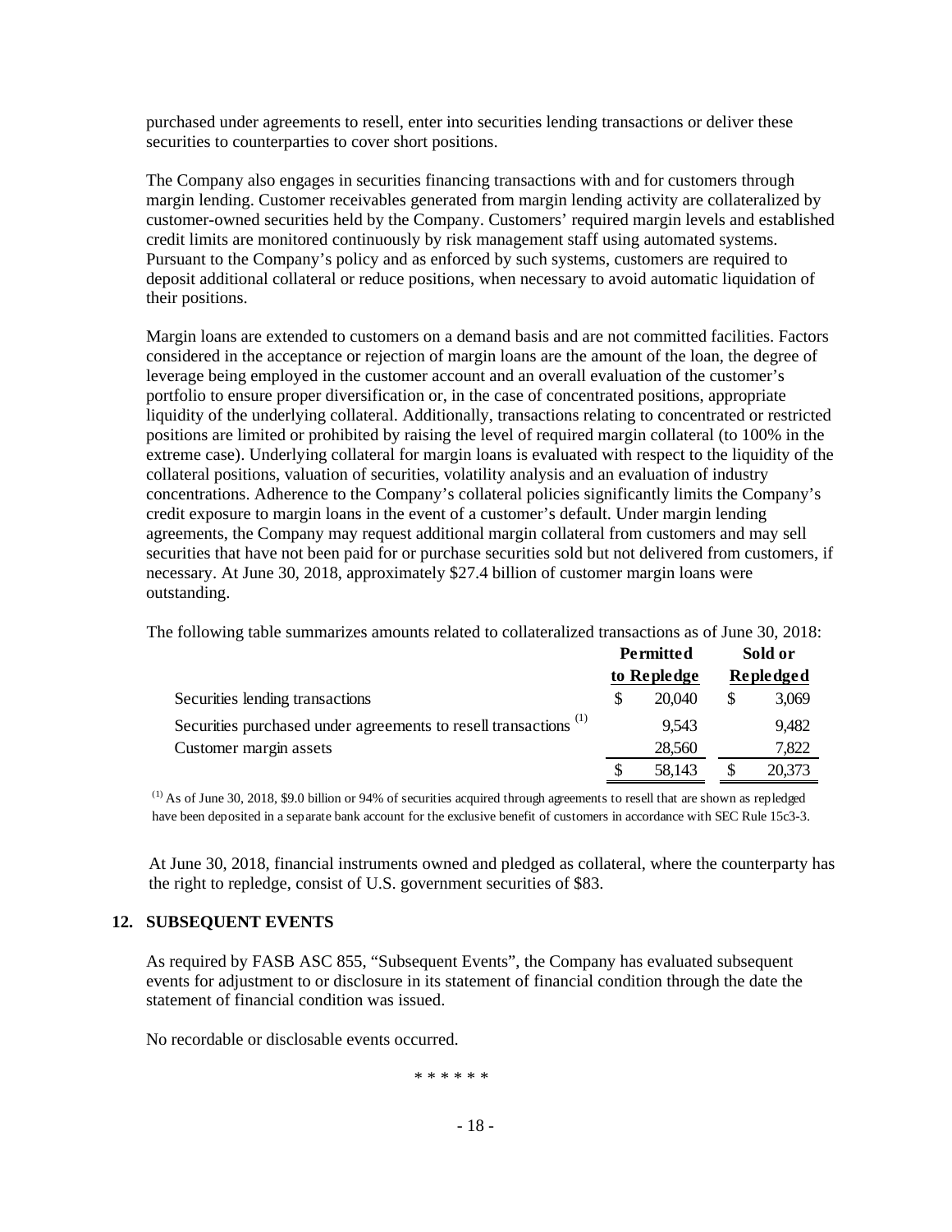purchased under agreements to resell, enter into securities lending transactions or deliver these securities to counterparties to cover short positions.

The Company also engages in securities financing transactions with and for customers through margin lending. Customer receivables generated from margin lending activity are collateralized by customer-owned securities held by the Company. Customers' required margin levels and established credit limits are monitored continuously by risk management staff using automated systems. Pursuant to the Company's policy and as enforced by such systems, customers are required to deposit additional collateral or reduce positions, when necessary to avoid automatic liquidation of their positions.

Margin loans are extended to customers on a demand basis and are not committed facilities. Factors considered in the acceptance or rejection of margin loans are the amount of the loan, the degree of leverage being employed in the customer account and an overall evaluation of the customer's portfolio to ensure proper diversification or, in the case of concentrated positions, appropriate liquidity of the underlying collateral. Additionally, transactions relating to concentrated or restricted positions are limited or prohibited by raising the level of required margin collateral (to 100% in the extreme case). Underlying collateral for margin loans is evaluated with respect to the liquidity of the collateral positions, valuation of securities, volatility analysis and an evaluation of industry concentrations. Adherence to the Company's collateral policies significantly limits the Company's credit exposure to margin loans in the event of a customer's default. Under margin lending agreements, the Company may request additional margin collateral from customers and may sell securities that have not been paid for or purchase securities sold but not delivered from customers, if necessary. At June 30, 2018, approximately $27.4 billion of customer margin loans were outstanding.

The following table summarizes amounts related to collateralized transactions as of June 30, 2018:

| | Permitted to Repledge | Sold or Repledged |
|---|---|---|
| Securities lending transactions | $ 20,040 | $ 3,069 |
| Securities purchased under agreements to resell transactions [(1)] | 9,543 | 9,482 |
| Customer margin assets | 28,560 | 7,822 |
| | $ 58,143 | $ 20,373 |

[(1)] As of June 30, 2018, $9.0 billion or 94% of securities acquired through agreements to resell that are shown as repledged have been deposited in a separate bank account for the exclusive benefit of customers in accordance with SEC Rule 15c3-3.

At June 30, 2018, financial instruments owned and pledged as collateral, where the counterparty has the right to repledge, consist of U.S. government securities of $83.

## 12. SUBSEQUENT EVENTS

As required by FASB ASC 855, "Subsequent Events", the Company has evaluated subsequent events for adjustment to or disclosure in its statement of financial condition through the date the statement of financial condition was issued.

No recordable or disclosable events occurred.

\* \* \* \* \* \*